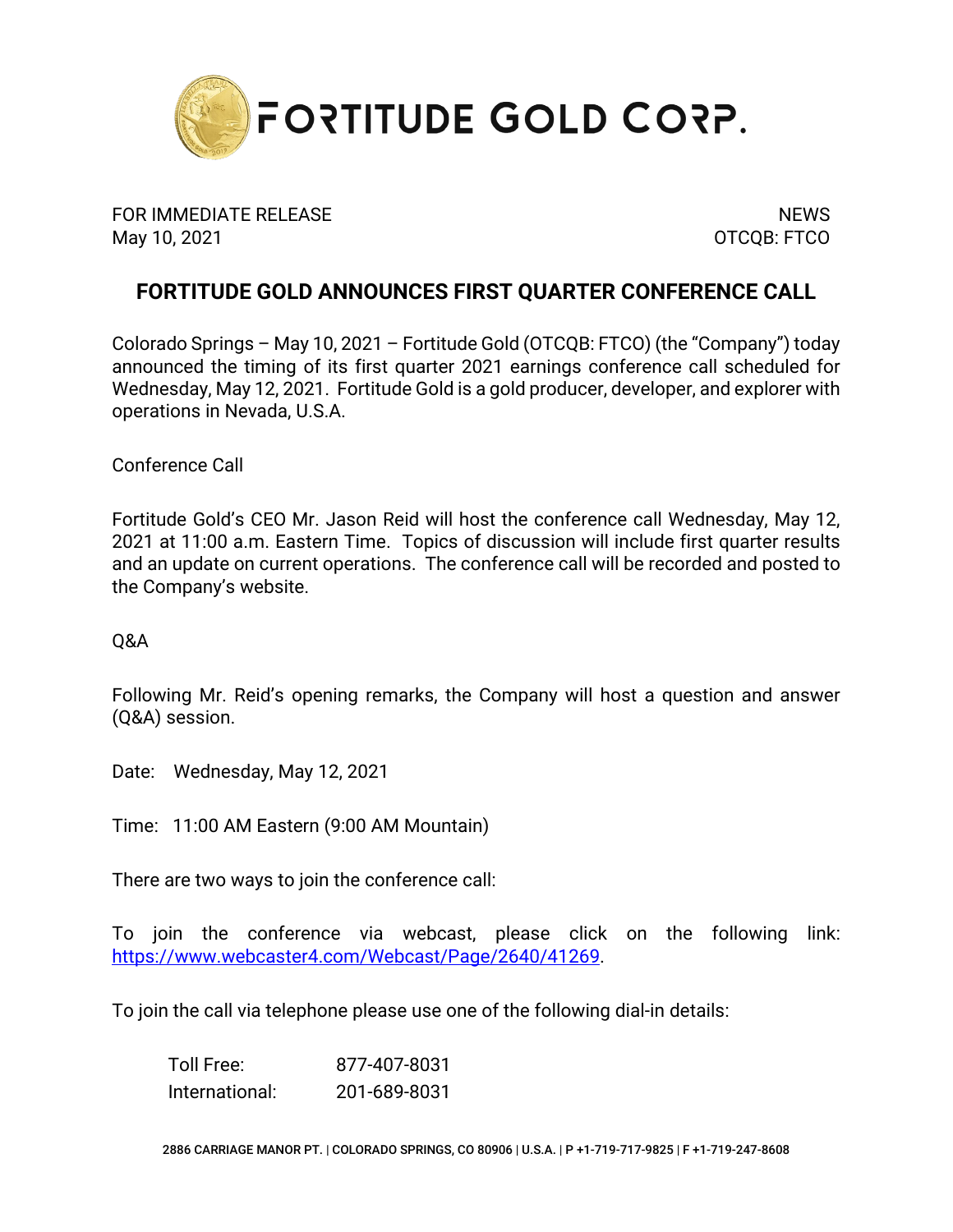# FORTITUDE GOLD CORP.

FOR IMMEDIATE RELEASE
May 10, 2021

NEWS
OTCQB: FTCO

## FORTITUDE GOLD ANNOUNCES FIRST QUARTER CONFERENCE CALL

Colorado Springs – May 10, 2021 – Fortitude Gold (OTCQB: FTCO) (the "Company") today announced the timing of its first quarter 2021 earnings conference call scheduled for Wednesday, May 12, 2021. Fortitude Gold is a gold producer, developer, and explorer with operations in Nevada, U.S.A.

Conference Call

Fortitude Gold's CEO Mr. Jason Reid will host the conference call Wednesday, May 12, 2021 at 11:00 a.m. Eastern Time. Topics of discussion will include first quarter results and an update on current operations. The conference call will be recorded and posted to the Company's website.

Q&A

Following Mr. Reid's opening remarks, the Company will host a question and answer (Q&A) session.

Date: Wednesday, May 12, 2021

Time: 11:00 AM Eastern (9:00 AM Mountain)

There are two ways to join the conference call:

To join the conference via webcast, please click on the following link: https://www.webcaster4.com/Webcast/Page/2640/41269.

To join the call via telephone please use one of the following dial-in details:

| | |
|---|---|
| Toll Free: | 877-407-8031 |
| International: | 201-689-8031 |

2886 CARRIAGE MANOR PT. | COLORADO SPRINGS, CO 80906 | U.S.A. | P +1-719-717-9825 | F +1-719-247-8608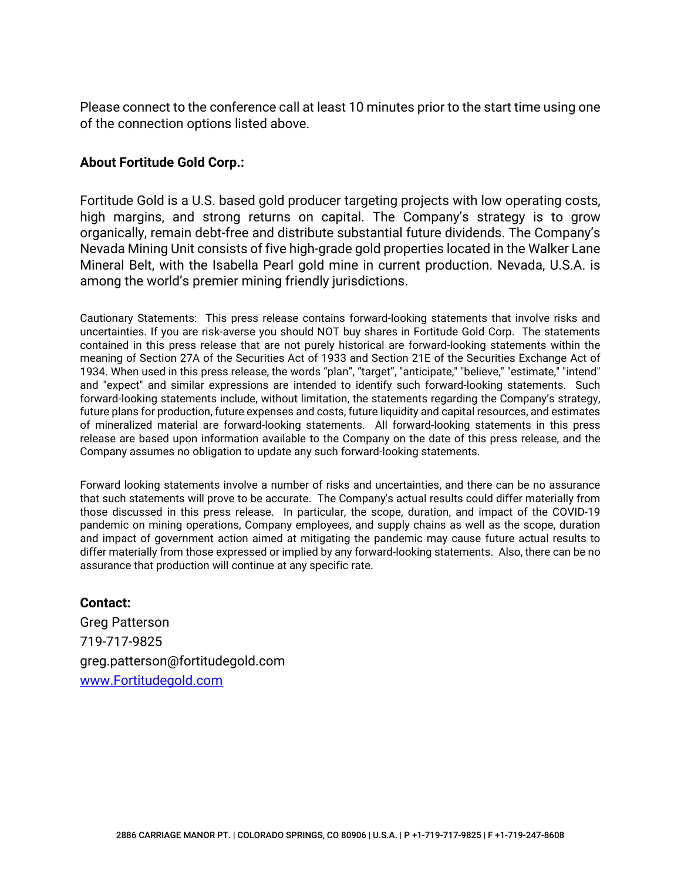Please connect to the conference call at least 10 minutes prior to the start time using one of the connection options listed above.

**About Fortitude Gold Corp.:**

Fortitude Gold is a U.S. based gold producer targeting projects with low operating costs, high margins, and strong returns on capital. The Company's strategy is to grow organically, remain debt-free and distribute substantial future dividends. The Company's Nevada Mining Unit consists of five high-grade gold properties located in the Walker Lane Mineral Belt, with the Isabella Pearl gold mine in current production. Nevada, U.S.A. is among the world's premier mining friendly jurisdictions.

Cautionary Statements: This press release contains forward-looking statements that involve risks and uncertainties. If you are risk-averse you should NOT buy shares in Fortitude Gold Corp. The statements contained in this press release that are not purely historical are forward-looking statements within the meaning of Section 27A of the Securities Act of 1933 and Section 21E of the Securities Exchange Act of 1934. When used in this press release, the words "plan", "target", "anticipate," "believe," "estimate," "intend" and "expect" and similar expressions are intended to identify such forward-looking statements. Such forward-looking statements include, without limitation, the statements regarding the Company's strategy, future plans for production, future expenses and costs, future liquidity and capital resources, and estimates of mineralized material are forward-looking statements. All forward-looking statements in this press release are based upon information available to the Company on the date of this press release, and the Company assumes no obligation to update any such forward-looking statements.

Forward looking statements involve a number of risks and uncertainties, and there can be no assurance that such statements will prove to be accurate. The Company's actual results could differ materially from those discussed in this press release. In particular, the scope, duration, and impact of the COVID-19 pandemic on mining operations, Company employees, and supply chains as well as the scope, duration and impact of government action aimed at mitigating the pandemic may cause future actual results to differ materially from those expressed or implied by any forward-looking statements. Also, there can be no assurance that production will continue at any specific rate.

**Contact:**
Greg Patterson
719-717-9825
greg.patterson@fortitudegold.com
[www.Fortitudegold.com](http://www.Fortitudegold.com)